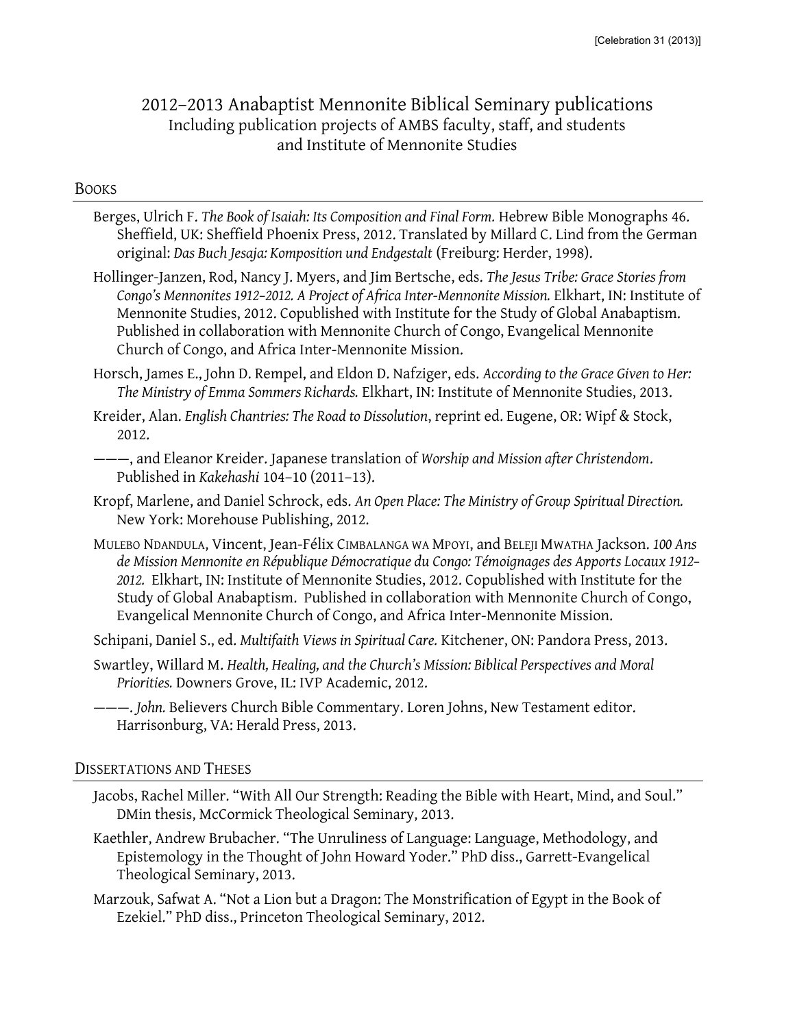# 2012–2013 Anabaptist Mennonite Biblical Seminary publications

Including publication projects of AMBS faculty, staff, and students and Institute of Mennonite Studies

## Books

Berges, Ulrich F. *The Book of Isaiah: Its Composition and Final Form.* Hebrew Bible Monographs 46. Sheffield, UK: Sheffield Phoenix Press, 2012. Translated by Millard C. Lind from the German original: *Das Buch Jesaja: Komposition und Endgestalt* (Freiburg: Herder, 1998).

Hollinger-Janzen, Rod, Nancy J. Myers, and Jim Bertsche, eds. *The Jesus Tribe: Grace Stories from Congo's Mennonites 1912–2012. A Project of Africa Inter-Mennonite Mission.* Elkhart, IN: Institute of Mennonite Studies, 2012. Copublished with Institute for the Study of Global Anabaptism. Published in collaboration with Mennonite Church of Congo, Evangelical Mennonite Church of Congo, and Africa Inter-Mennonite Mission.

Horsch, James E., John D. Rempel, and Eldon D. Nafziger, eds. *According to the Grace Given to Her: The Ministry of Emma Sommers Richards.* Elkhart, IN: Institute of Mennonite Studies, 2013.

Kreider, Alan. *English Chantries: The Road to Dissolution*, reprint ed. Eugene, OR: Wipf & Stock, 2012.

———, and Eleanor Kreider. Japanese translation of *Worship and Mission after Christendom*. Published in *Kakehashi* 104–10 (2011–13).

Kropf, Marlene, and Daniel Schrock, eds. *An Open Place: The Ministry of Group Spiritual Direction.* New York: Morehouse Publishing, 2012.

Mulebo Ndandula, Vincent, Jean-Félix Cimbalanga wa Mpoyi, and Beleji Mwatha Jackson. *100 Ans de Mission Mennonite en République Démocratique du Congo: Témoignages des Apports Locaux 1912–2012.* Elkhart, IN: Institute of Mennonite Studies, 2012. Copublished with Institute for the Study of Global Anabaptism. Published in collaboration with Mennonite Church of Congo, Evangelical Mennonite Church of Congo, and Africa Inter-Mennonite Mission.

Schipani, Daniel S., ed. *Multifaith Views in Spiritual Care.* Kitchener, ON: Pandora Press, 2013.

Swartley, Willard M. *Health, Healing, and the Church's Mission: Biblical Perspectives and Moral Priorities.* Downers Grove, IL: IVP Academic, 2012.

———. *John.* Believers Church Bible Commentary. Loren Johns, New Testament editor. Harrisonburg, VA: Herald Press, 2013.

## Dissertations and Theses

Jacobs, Rachel Miller. "With All Our Strength: Reading the Bible with Heart, Mind, and Soul." DMin thesis, McCormick Theological Seminary, 2013.

Kaethler, Andrew Brubacher. "The Unruliness of Language: Language, Methodology, and Epistemology in the Thought of John Howard Yoder." PhD diss., Garrett-Evangelical Theological Seminary, 2013.

Marzouk, Safwat A. "Not a Lion but a Dragon: The Monstrification of Egypt in the Book of Ezekiel." PhD diss., Princeton Theological Seminary, 2012.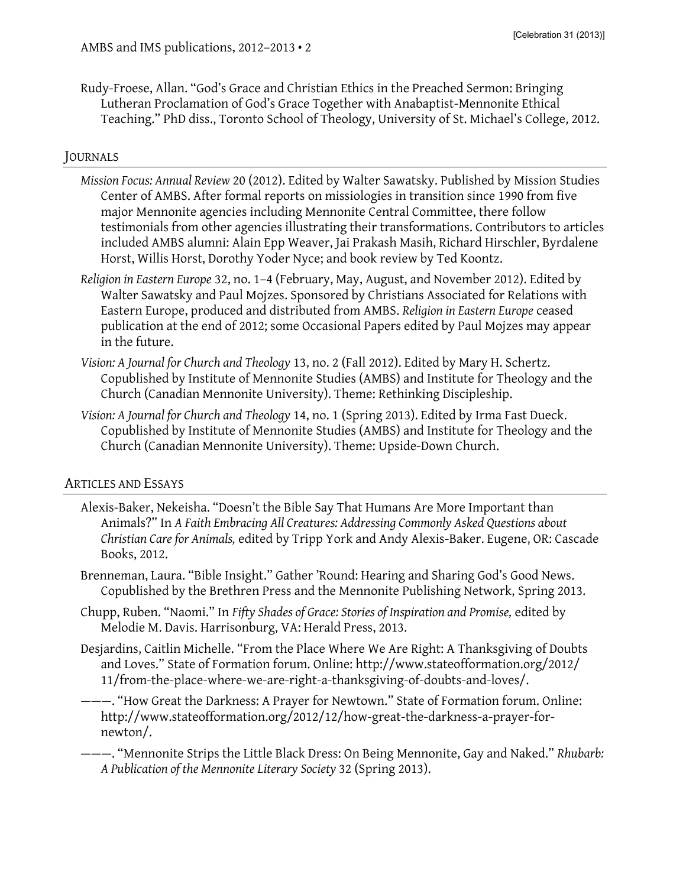Rudy-Froese, Allan. “God’s Grace and Christian Ethics in the Preached Sermon: Bringing Lutheran Proclamation of God’s Grace Together with Anabaptist-Mennonite Ethical Teaching.” PhD diss., Toronto School of Theology, University of St. Michael’s College, 2012.

## Journals

*Mission Focus: Annual Review* 20 (2012). Edited by Walter Sawatsky. Published by Mission Studies Center of AMBS. After formal reports on missiologies in transition since 1990 from five major Mennonite agencies including Mennonite Central Committee, there follow testimonials from other agencies illustrating their transformations. Contributors to articles included AMBS alumni: Alain Epp Weaver, Jai Prakash Masih, Richard Hirschler, Byrdalene Horst, Willis Horst, Dorothy Yoder Nyce; and book review by Ted Koontz.

*Religion in Eastern Europe* 32, no. 1–4 (February, May, August, and November 2012). Edited by Walter Sawatsky and Paul Mojzes. Sponsored by Christians Associated for Relations with Eastern Europe, produced and distributed from AMBS. *Religion in Eastern Europe* ceased publication at the end of 2012; some Occasional Papers edited by Paul Mojzes may appear in the future.

*Vision: A Journal for Church and Theology* 13, no. 2 (Fall 2012). Edited by Mary H. Schertz. Copublished by Institute of Mennonite Studies (AMBS) and Institute for Theology and the Church (Canadian Mennonite University). Theme: Rethinking Discipleship.

*Vision: A Journal for Church and Theology* 14, no. 1 (Spring 2013). Edited by Irma Fast Dueck. Copublished by Institute of Mennonite Studies (AMBS) and Institute for Theology and the Church (Canadian Mennonite University). Theme: Upside-Down Church.

## Articles and Essays

Alexis-Baker, Nekeisha. “Doesn’t the Bible Say That Humans Are More Important than Animals?” In *A Faith Embracing All Creatures: Addressing Commonly Asked Questions about Christian Care for Animals,* edited by Tripp York and Andy Alexis-Baker. Eugene, OR: Cascade Books, 2012.

Brenneman, Laura. “Bible Insight.” Gather ’Round: Hearing and Sharing God’s Good News. Copublished by the Brethren Press and the Mennonite Publishing Network, Spring 2013.

Chupp, Ruben. “Naomi.” In *Fifty Shades of Grace: Stories of Inspiration and Promise,* edited by Melodie M. Davis. Harrisonburg, VA: Herald Press, 2013.

Desjardins, Caitlin Michelle. “From the Place Where We Are Right: A Thanksgiving of Doubts and Loves.” State of Formation forum. Online: http://www.stateofformation.org/2012/11/from-the-place-where-we-are-right-a-thanksgiving-of-doubts-and-loves/.

———. “How Great the Darkness: A Prayer for Newtown.” State of Formation forum. Online: http://www.stateofformation.org/2012/12/how-great-the-darkness-a-prayer-for-newton/.

———. “Mennonite Strips the Little Black Dress: On Being Mennonite, Gay and Naked.” *Rhubarb: A Publication of the Mennonite Literary Society* 32 (Spring 2013).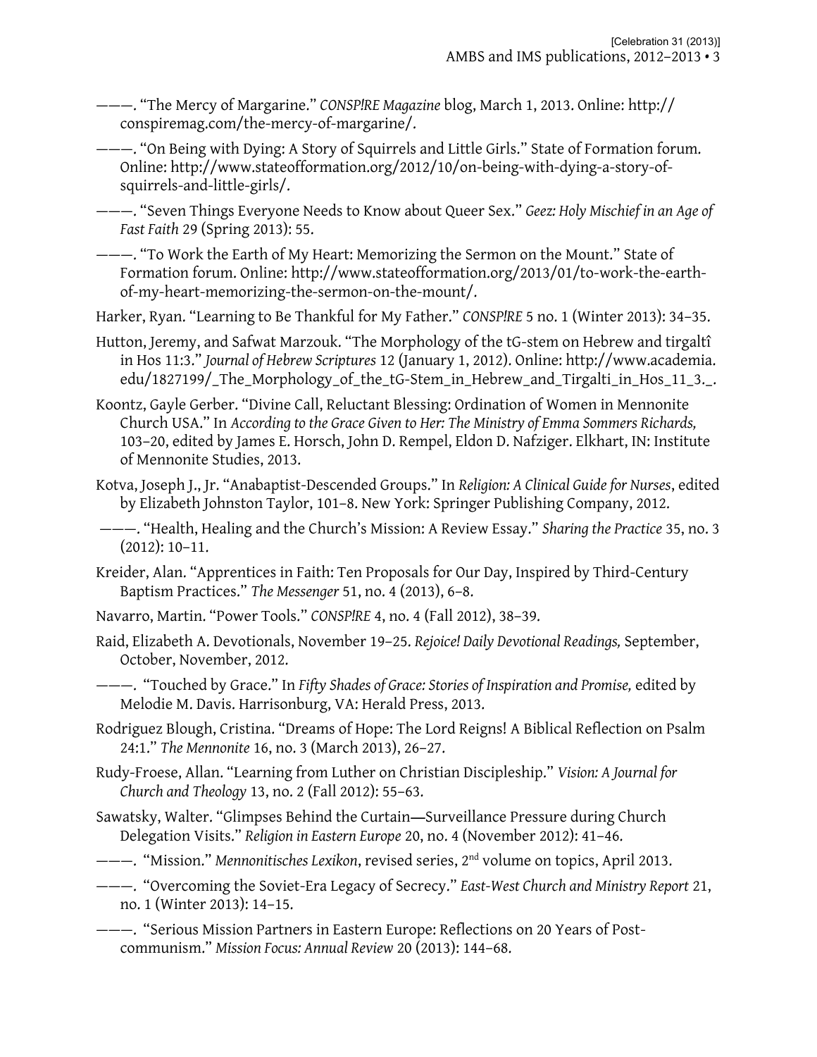———. “The Mercy of Margarine.” *CONSP!RE Magazine* blog, March 1, 2013. Online: http://conspiremag.com/the-mercy-of-margarine/.

———. “On Being with Dying: A Story of Squirrels and Little Girls.” State of Formation forum. Online: http://www.stateofformation.org/2012/10/on-being-with-dying-a-story-of-squirrels-and-little-girls/.

———. “Seven Things Everyone Needs to Know about Queer Sex.” *Geez: Holy Mischief in an Age of Fast Faith* 29 (Spring 2013): 55.

———. “To Work the Earth of My Heart: Memorizing the Sermon on the Mount.” State of Formation forum. Online: http://www.stateofformation.org/2013/01/to-work-the-earth-of-my-heart-memorizing-the-sermon-on-the-mount/.

Harker, Ryan. “Learning to Be Thankful for My Father.” *CONSP!RE* 5 no. 1 (Winter 2013): 34–35.

Hutton, Jeremy, and Safwat Marzouk. “The Morphology of the tG-stem on Hebrew and tirgaltî in Hos 11:3.” *Journal of Hebrew Scriptures* 12 (January 1, 2012). Online: http://www.academia.edu/1827199/_The_Morphology_of_the_tG-Stem_in_Hebrew_and_Tirgalti_in_Hos_11_3._.

Koontz, Gayle Gerber. “Divine Call, Reluctant Blessing: Ordination of Women in Mennonite Church USA.” In *According to the Grace Given to Her: The Ministry of Emma Sommers Richards,* 103–20, edited by James E. Horsch, John D. Rempel, Eldon D. Nafziger. Elkhart, IN: Institute of Mennonite Studies, 2013.

Kotva, Joseph J., Jr. “Anabaptist-Descended Groups.” In *Religion: A Clinical Guide for Nurses*, edited by Elizabeth Johnston Taylor, 101–8. New York: Springer Publishing Company, 2012.

———. “Health, Healing and the Church’s Mission: A Review Essay.” *Sharing the Practice* 35, no. 3 (2012): 10–11.

Kreider, Alan. “Apprentices in Faith: Ten Proposals for Our Day, Inspired by Third-Century Baptism Practices.” *The Messenger* 51, no. 4 (2013), 6–8.

Navarro, Martin. “Power Tools.” *CONSP!RE* 4, no. 4 (Fall 2012), 38–39.

Raid, Elizabeth A. Devotionals, November 19–25. *Rejoice! Daily Devotional Readings,* September, October, November, 2012.

———. “Touched by Grace.” In *Fifty Shades of Grace: Stories of Inspiration and Promise,* edited by Melodie M. Davis. Harrisonburg, VA: Herald Press, 2013.

Rodriguez Blough, Cristina. “Dreams of Hope: The Lord Reigns! A Biblical Reflection on Psalm 24:1.” *The Mennonite* 16, no. 3 (March 2013), 26–27.

Rudy-Froese, Allan. “Learning from Luther on Christian Discipleship.” *Vision: A Journal for Church and Theology* 13, no. 2 (Fall 2012): 55–63.

Sawatsky, Walter. “Glimpses Behind the Curtain—Surveillance Pressure during Church Delegation Visits.” *Religion in Eastern Europe* 20, no. 4 (November 2012): 41–46.

———. “Mission.” *Mennonitisches Lexikon*, revised series, 2nd volume on topics, April 2013.

———. “Overcoming the Soviet-Era Legacy of Secrecy.” *East-West Church and Ministry Report* 21, no. 1 (Winter 2013): 14–15.

———. “Serious Mission Partners in Eastern Europe: Reflections on 20 Years of Post-communism.” *Mission Focus: Annual Review* 20 (2013): 144–68.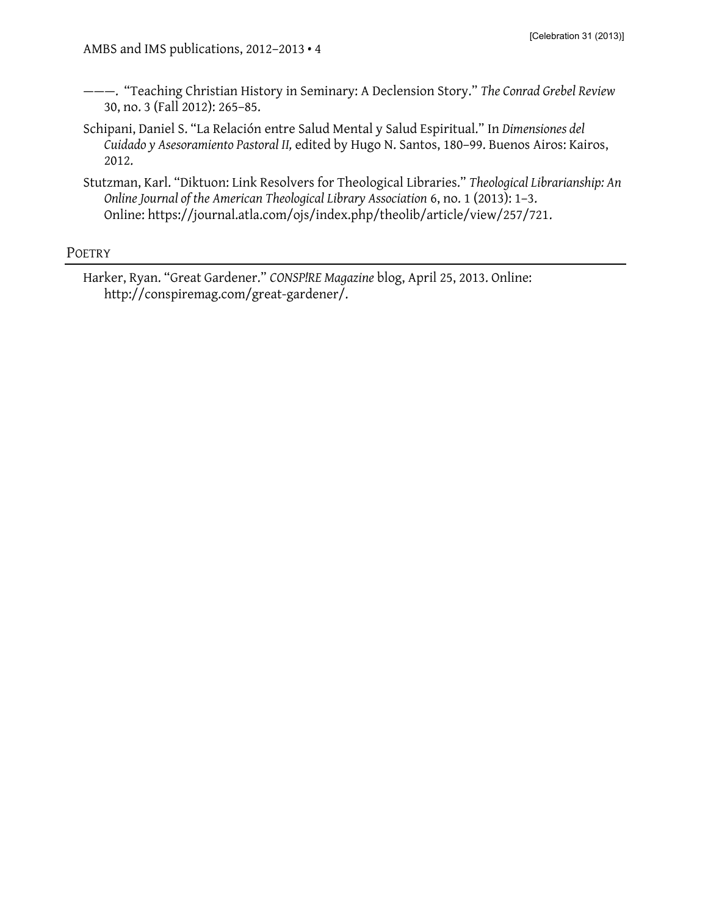———. “Teaching Christian History in Seminary: A Declension Story.” *The Conrad Grebel Review* 30, no. 3 (Fall 2012): 265–85.

Schipani, Daniel S. “La Relación entre Salud Mental y Salud Espiritual.” In *Dimensiones del Cuidado y Asesoramiento Pastoral II,* edited by Hugo N. Santos, 180–99. Buenos Airos: Kairos, 2012.

Stutzman, Karl. “Diktuon: Link Resolvers for Theological Libraries.” *Theological Librarianship: An Online Journal of the American Theological Library Association* 6, no. 1 (2013): 1–3. Online: https://journal.atla.com/ojs/index.php/theolib/article/view/257/721.

## Poetry

Harker, Ryan. “Great Gardener.” *CONSP!RE Magazine* blog, April 25, 2013. Online: http://conspiremag.com/great-gardener/.